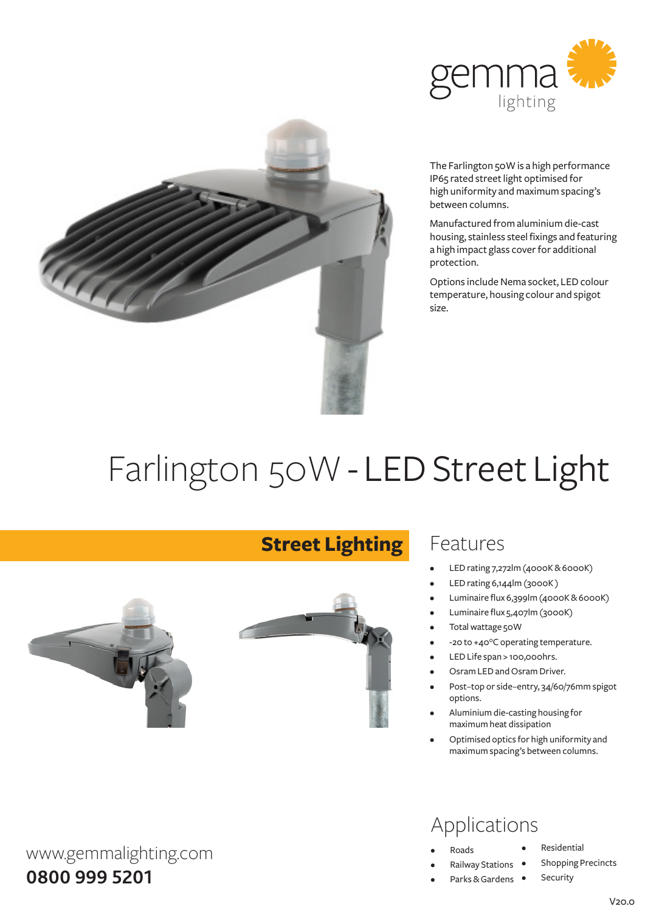gemma lighting

The Farlington 50W is a high performance IP65 rated street light optimised for high uniformity and maximum spacing's between columns.

Manufactured from aluminium die-cast housing, stainless steel fixings and featuring a high impact glass cover for additional protection.

Options include Nema socket, LED colour temperature, housing colour and spigot size.

# Farlington 50W - **LED Street Light**

## Street Lighting

## Features

- LED rating 7,272lm (4000K & 6000K)
- LED rating 6,144lm (3000K )
- Luminaire flux 6,399lm (4000K & 6000K)
- Luminaire flux 5,407lm (3000K)
- Total wattage 50W
- -20 to +40°C operating temperature.
- LED Life span > 100,000hrs.
- Osram LED and Osram Driver.
- Post–top or side–entry, 34/60/76mm spigot options.
- Aluminium die-casting housing for maximum heat dissipation
- Optimised optics for high uniformity and maximum spacing's between columns.

## Applications

- Roads
- Railway Stations
- Parks & Gardens
- Residential
- Shopping Precincts
- Security

www.gemmalighting.com

**0800 999 5201**

V20.0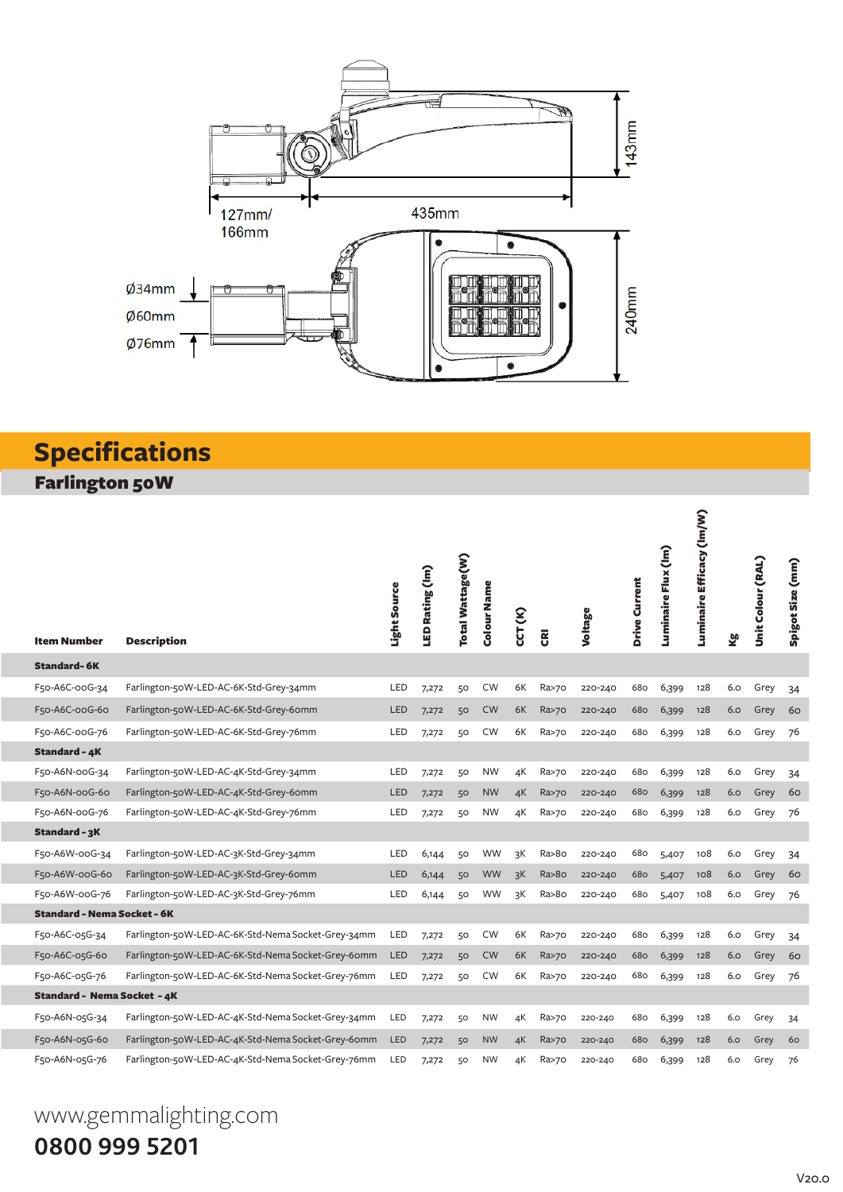127mm/
166mm

435mm

143mm

Ø34mm
Ø60mm
Ø76mm

240mm

# Specifications

## Farlington 50W

| Item Number | Description | Light Source | LED Rating (lm) | Total Wattage(W) | Colour Name | CCT (K) | CRI | Voltage | Drive Current | Luminaire Flux (lm) | Luminaire Efficacy (lm/W) | Kg | Unit Colour (RAL) | Spigot Size (mm) |
|---|---|---|---|---|---|---|---|---|---|---|---|---|---|---|
| **Standard- 6K** | | | | | | | | | | | | | | |
| F50-A6C-00G-34 | Farlington-50W-LED-AC-6K-Std-Grey-34mm | LED | 7,272 | 50 | CW | 6K | Ra>70 | 220-240 | 680 | 6,399 | 128 | 6.0 | Grey | 34 |
| F50-A6C-00G-60 | Farlington-50W-LED-AC-6K-Std-Grey-60mm | LED | 7,272 | 50 | CW | 6K | Ra>70 | 220-240 | 680 | 6,399 | 128 | 6.0 | Grey | 60 |
| F50-A6C-00G-76 | Farlington-50W-LED-AC-6K-Std-Grey-76mm | LED | 7,272 | 50 | CW | 6K | Ra>70 | 220-240 | 680 | 6,399 | 128 | 6.0 | Grey | 76 |
| **Standard - 4K** | | | | | | | | | | | | | | |
| F50-A6N-00G-34 | Farlington-50W-LED-AC-4K-Std-Grey-34mm | LED | 7,272 | 50 | NW | 4K | Ra>70 | 220-240 | 680 | 6,399 | 128 | 6.0 | Grey | 34 |
| F50-A6N-00G-60 | Farlington-50W-LED-AC-4K-Std-Grey-60mm | LED | 7,272 | 50 | NW | 4K | Ra>70 | 220-240 | 680 | 6,399 | 128 | 6.0 | Grey | 60 |
| F50-A6N-00G-76 | Farlington-50W-LED-AC-4K-Std-Grey-76mm | LED | 7,272 | 50 | NW | 4K | Ra>70 | 220-240 | 680 | 6,399 | 128 | 6.0 | Grey | 76 |
| **Standard - 3K** | | | | | | | | | | | | | | |
| F50-A6W-00G-34 | Farlington-50W-LED-AC-3K-Std-Grey-34mm | LED | 6,144 | 50 | WW | 3K | Ra>80 | 220-240 | 680 | 5,407 | 108 | 6.0 | Grey | 34 |
| F50-A6W-00G-60 | Farlington-50W-LED-AC-3K-Std-Grey-60mm | LED | 6,144 | 50 | WW | 3K | Ra>80 | 220-240 | 680 | 5,407 | 108 | 6.0 | Grey | 60 |
| F50-A6W-00G-76 | Farlington-50W-LED-AC-3K-Std-Grey-76mm | LED | 6,144 | 50 | WW | 3K | Ra>80 | 220-240 | 680 | 5,407 | 108 | 6.0 | Grey | 76 |
| **Standard - Nema Socket - 6K** | | | | | | | | | | | | | | |
| F50-A6C-05G-34 | Farlington-50W-LED-AC-6K-Std-Nema Socket-Grey-34mm | LED | 7,272 | 50 | CW | 6K | Ra>70 | 220-240 | 680 | 6,399 | 128 | 6.0 | Grey | 34 |
| F50-A6C-05G-60 | Farlington-50W-LED-AC-6K-Std-Nema Socket-Grey-60mm | LED | 7,272 | 50 | CW | 6K | Ra>70 | 220-240 | 680 | 6,399 | 128 | 6.0 | Grey | 60 |
| F50-A6C-05G-76 | Farlington-50W-LED-AC-6K-Std-Nema Socket-Grey-76mm | LED | 7,272 | 50 | CW | 6K | Ra>70 | 220-240 | 680 | 6,399 | 128 | 6.0 | Grey | 76 |
| **Standard - Nema Socket - 4K** | | | | | | | | | | | | | | |
| F50-A6N-05G-34 | Farlington-50W-LED-AC-4K-Std-Nema Socket-Grey-34mm | LED | 7,272 | 50 | NW | 4K | Ra>70 | 220-240 | 680 | 6,399 | 128 | 6.0 | Grey | 34 |
| F50-A6N-05G-60 | Farlington-50W-LED-AC-4K-Std-Nema Socket-Grey-60mm | LED | 7,272 | 50 | NW | 4K | Ra>70 | 220-240 | 680 | 6,399 | 128 | 6.0 | Grey | 60 |
| F50-A6N-05G-76 | Farlington-50W-LED-AC-4K-Std-Nema Socket-Grey-76mm | LED | 7,272 | 50 | NW | 4K | Ra>70 | 220-240 | 680 | 6,399 | 128 | 6.0 | Grey | 76 |

www.gemmalighting.com

**0800 999 5201**

V20.0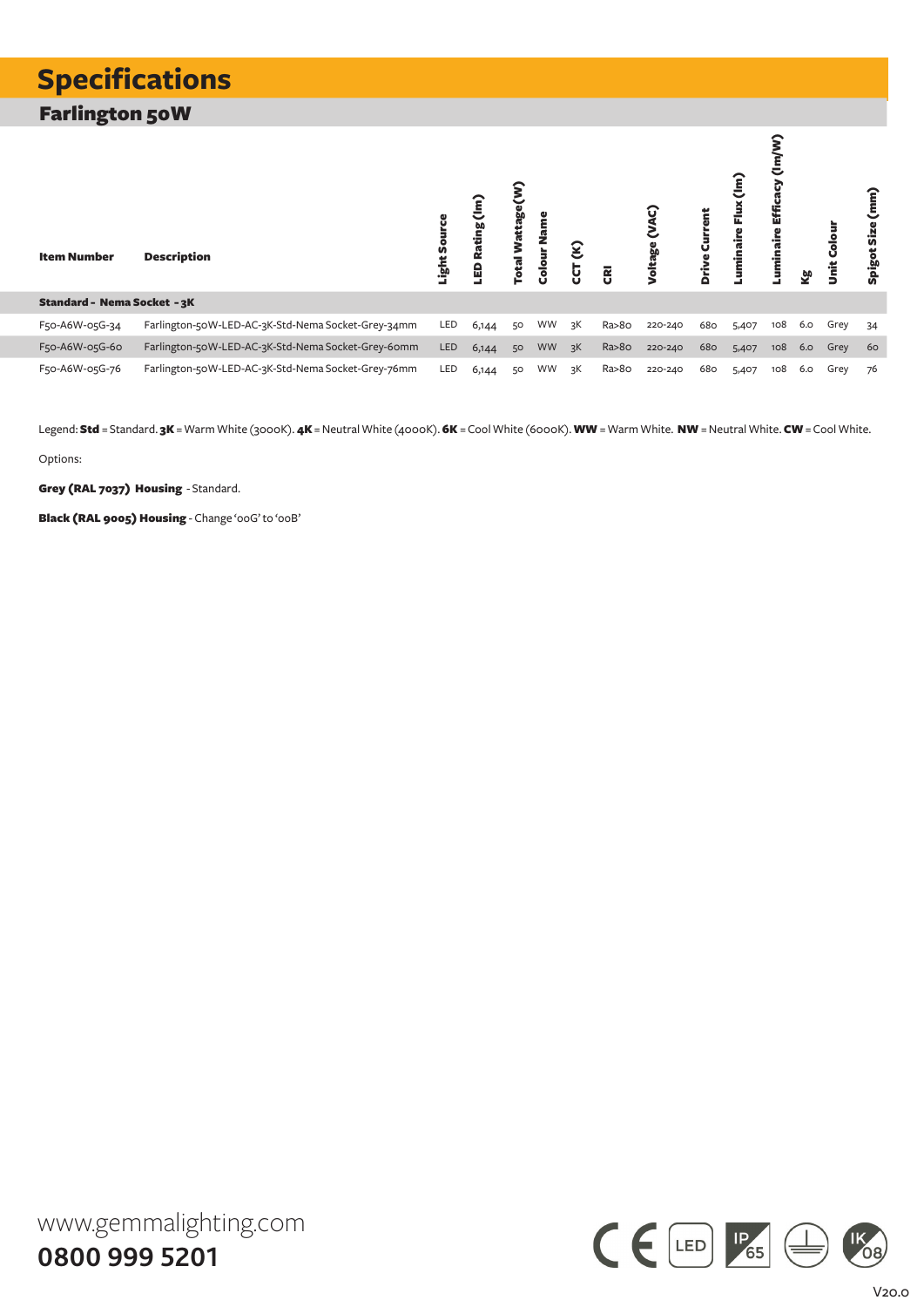# Specifications

## Farlington 50W

| Item Number | Description | Light Source | LED Rating (lm) | Total Wattage(W) | Colour Name | CCT (K) | CRI | Voltage (VAC) | Drive Current | Luminaire Flux (lm) | Luminaire Efficacy (lm/W) | Kg | Unit Colour | Spigot Size (mm) |
|---|---|---|---|---|---|---|---|---|---|---|---|---|---|---|
| **Standard - Nema Socket - 3K** | | | | | | | | | | | | | | |
| F50-A6W-05G-34 | Farlington-50W-LED-AC-3K-Std-Nema Socket-Grey-34mm | LED | 6,144 | 50 | WW | 3K | Ra>80 | 220-240 | 680 | 5,407 | 108 | 6.0 | Grey | 34 |
| F50-A6W-05G-60 | Farlington-50W-LED-AC-3K-Std-Nema Socket-Grey-60mm | LED | 6,144 | 50 | WW | 3K | Ra>80 | 220-240 | 680 | 5,407 | 108 | 6.0 | Grey | 60 |
| F50-A6W-05G-76 | Farlington-50W-LED-AC-3K-Std-Nema Socket-Grey-76mm | LED | 6,144 | 50 | WW | 3K | Ra>80 | 220-240 | 680 | 5,407 | 108 | 6.0 | Grey | 76 |

Legend: **Std** = Standard. **3K** = Warm White (3000K). **4K** = Neutral White (4000K). **6K** = Cool White (6000K). **WW** = Warm White. **NW** = Neutral White. **CW** = Cool White.

Options:

**Grey (RAL 7037) Housing** - Standard.

**Black (RAL 9005) Housing** - Change '00G' to '00B'

www.gemmalighting.com
**0800 999 5201**

V20.0